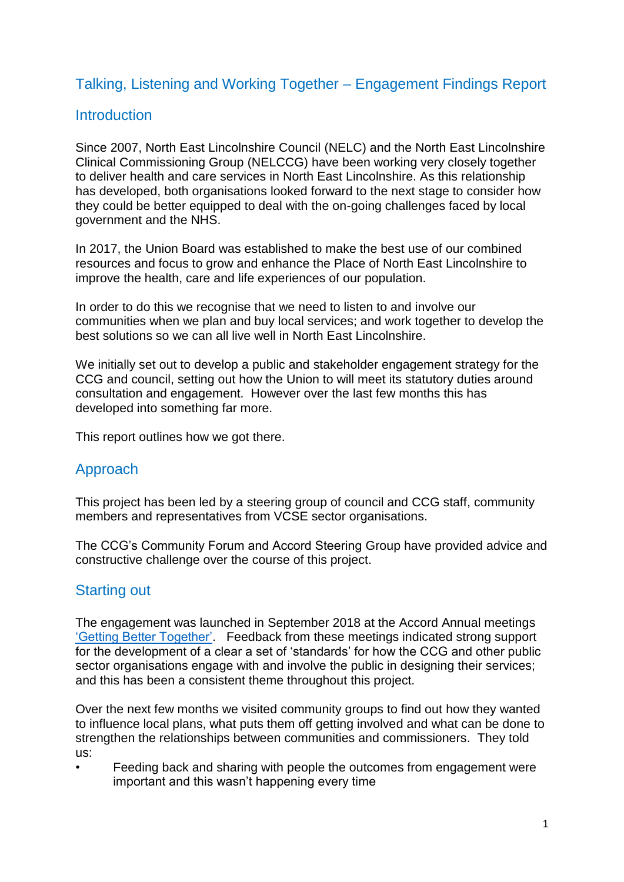# Talking, Listening and Working Together – Engagement Findings Report

## Introduction

Since 2007, North East Lincolnshire Council (NELC) and the North East Lincolnshire Clinical Commissioning Group (NELCCG) have been working very closely together to deliver health and care services in North East Lincolnshire. As this relationship has developed, both organisations looked forward to the next stage to consider how they could be better equipped to deal with the on-going challenges faced by local government and the NHS.

In 2017, the Union Board was established to make the best use of our combined resources and focus to grow and enhance the Place of North East Lincolnshire to improve the health, care and life experiences of our population.

In order to do this we recognise that we need to listen to and involve our communities when we plan and buy local services; and work together to develop the best solutions so we can all live well in North East Lincolnshire.

We initially set out to develop a public and stakeholder engagement strategy for the CCG and council, setting out how the Union to will meet its statutory duties around consultation and engagement. However over the last few months this has developed into something far more.

This report outlines how we got there.

## Approach

This project has been led by a steering group of council and CCG staff, community members and representatives from VCSE sector organisations.

The CCG's Community Forum and Accord Steering Group have provided advice and constructive challenge over the course of this project.

## Starting out

The engagement was launched in September 2018 at the Accord Annual meetings 'Getting Better Together'. Feedback from these meetings indicated strong support for the development of a clear a set of 'standards' for how the CCG and other public sector organisations engage with and involve the public in designing their services; and this has been a consistent theme throughout this project.

Over the next few months we visited community groups to find out how they wanted to influence local plans, what puts them off getting involved and what can be done to strengthen the relationships between communities and commissioners. They told us:

- Feeding back and sharing with people the outcomes from engagement were important and this wasn't happening every time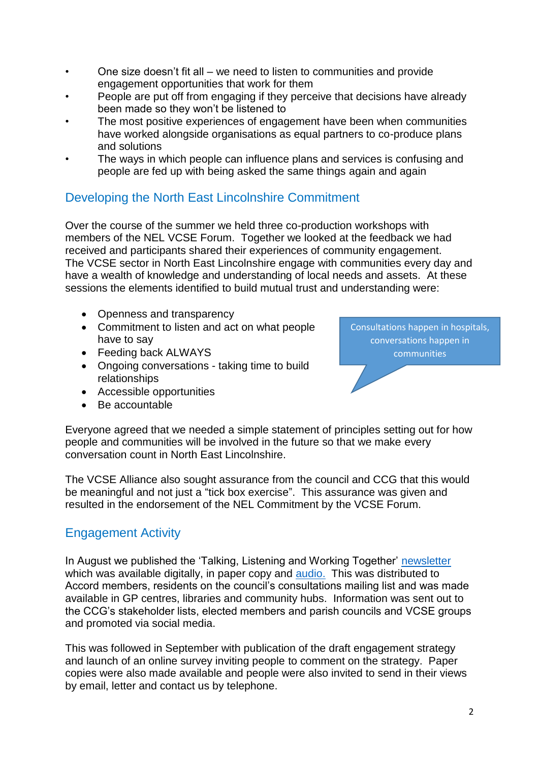- One size doesn't fit all – we need to listen to communities and provide engagement opportunities that work for them
- People are put off from engaging if they perceive that decisions have already been made so they won't be listened to
- The most positive experiences of engagement have been when communities have worked alongside organisations as equal partners to co-produce plans and solutions
- The ways in which people can influence plans and services is confusing and people are fed up with being asked the same things again and again

## Developing the North East Lincolnshire Commitment

Over the course of the summer we held three co-production workshops with members of the NEL VCSE Forum. Together we looked at the feedback we had received and participants shared their experiences of community engagement. The VCSE sector in North East Lincolnshire engage with communities every day and have a wealth of knowledge and understanding of local needs and assets. At these sessions the elements identified to build mutual trust and understanding were:

- Openness and transparency
- Commitment to listen and act on what people have to say
- Feeding back ALWAYS
- Ongoing conversations - taking time to build relationships
- Accessible opportunities
- Be accountable

Consultations happen in hospitals, conversations happen in communities

Everyone agreed that we needed a simple statement of principles setting out for how people and communities will be involved in the future so that we make every conversation count in North East Lincolnshire.

The VCSE Alliance also sought assurance from the council and CCG that this would be meaningful and not just a "tick box exercise". This assurance was given and resulted in the endorsement of the NEL Commitment by the VCSE Forum.

## Engagement Activity

In August we published the 'Talking, Listening and Working Together' newsletter which was available digitally, in paper copy and audio. This was distributed to Accord members, residents on the council's consultations mailing list and was made available in GP centres, libraries and community hubs. Information was sent out to the CCG's stakeholder lists, elected members and parish councils and VCSE groups and promoted via social media.

This was followed in September with publication of the draft engagement strategy and launch of an online survey inviting people to comment on the strategy. Paper copies were also made available and people were also invited to send in their views by email, letter and contact us by telephone.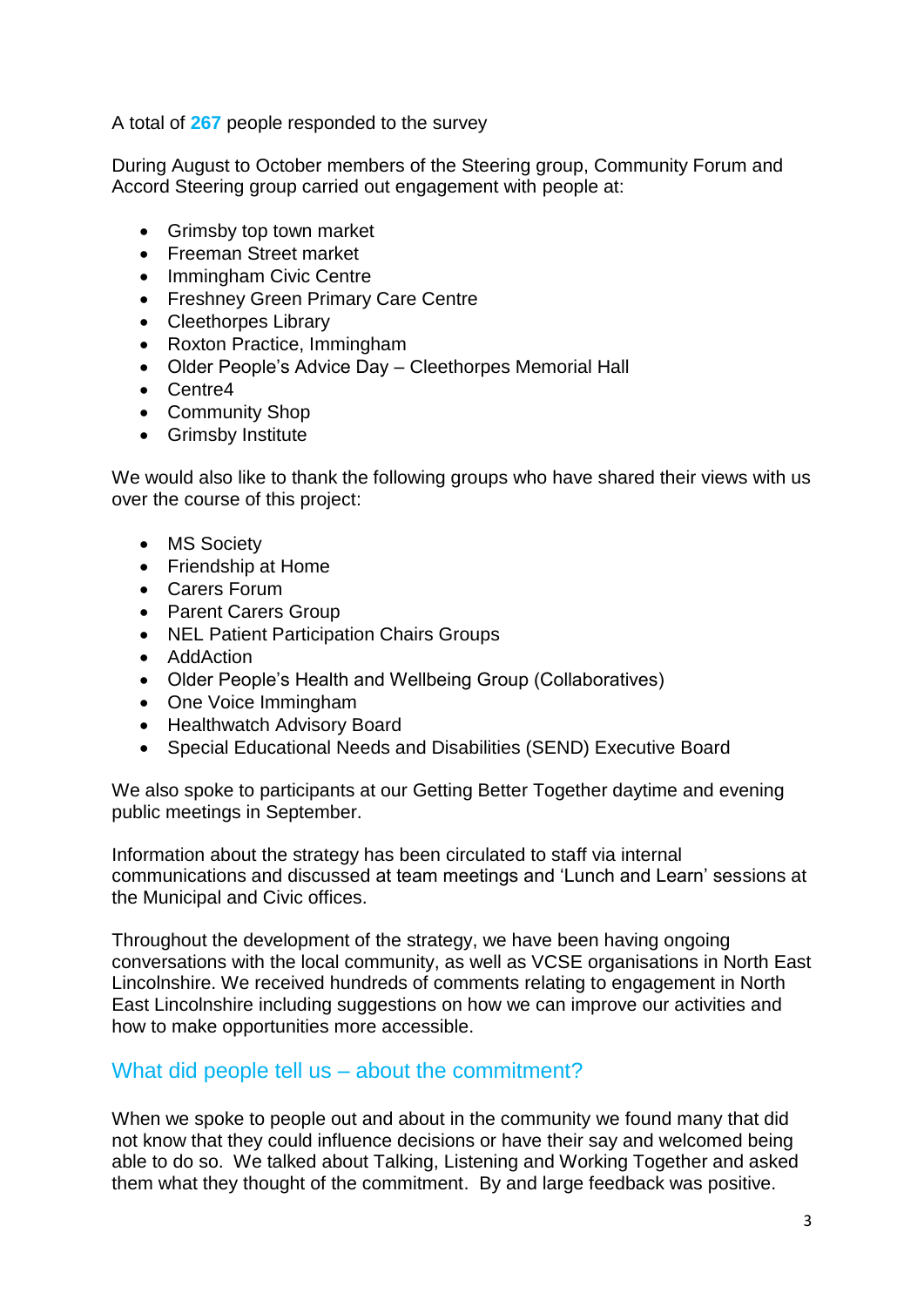A total of **267** people responded to the survey

During August to October members of the Steering group, Community Forum and Accord Steering group carried out engagement with people at:

- Grimsby top town market
- Freeman Street market
- Immingham Civic Centre
- Freshney Green Primary Care Centre
- Cleethorpes Library
- Roxton Practice, Immingham
- Older People's Advice Day – Cleethorpes Memorial Hall
- Centre4
- Community Shop
- Grimsby Institute

We would also like to thank the following groups who have shared their views with us over the course of this project:

- MS Society
- Friendship at Home
- Carers Forum
- Parent Carers Group
- NEL Patient Participation Chairs Groups
- AddAction
- Older People's Health and Wellbeing Group (Collaboratives)
- One Voice Immingham
- Healthwatch Advisory Board
- Special Educational Needs and Disabilities (SEND) Executive Board

We also spoke to participants at our Getting Better Together daytime and evening public meetings in September.

Information about the strategy has been circulated to staff via internal communications and discussed at team meetings and 'Lunch and Learn' sessions at the Municipal and Civic offices.

Throughout the development of the strategy, we have been having ongoing conversations with the local community, as well as VCSE organisations in North East Lincolnshire. We received hundreds of comments relating to engagement in North East Lincolnshire including suggestions on how we can improve our activities and how to make opportunities more accessible.

## What did people tell us – about the commitment?

When we spoke to people out and about in the community we found many that did not know that they could influence decisions or have their say and welcomed being able to do so. We talked about Talking, Listening and Working Together and asked them what they thought of the commitment. By and large feedback was positive.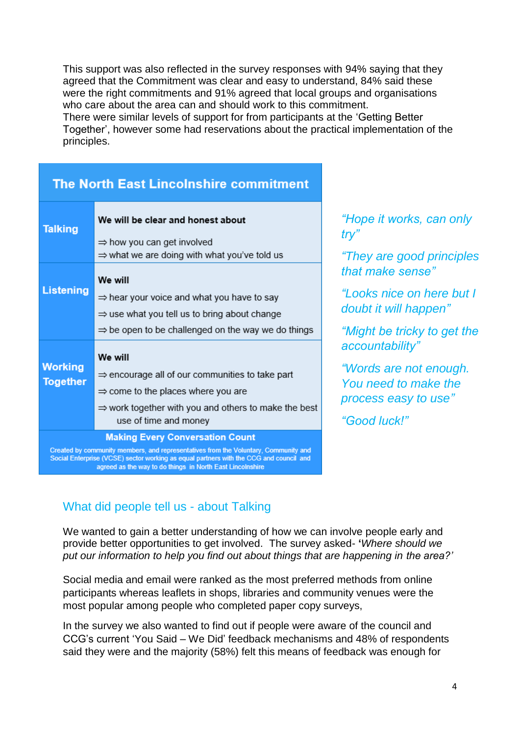This support was also reflected in the survey responses with 94% saying that they agreed that the Commitment was clear and easy to understand, 84% said these were the right commitments and 91% agreed that local groups and organisations who care about the area can and should work to this commitment.
There were similar levels of support for from participants at the 'Getting Better Together', however some had reservations about the practical implementation of the principles.

| The North East Lincolnshire commitment | |
|---|---|
| **Talking** | **We will be clear and honest about**<br>⇒ how you can get involved<br>⇒ what we are doing with what you've told us |
| **Listening** | **We will**<br>⇒ hear your voice and what you have to say<br>⇒ use what you tell us to bring about change<br>⇒ be open to be challenged on the way we do things |
| **Working Together** | **We will**<br>⇒ encourage all of our communities to take part<br>⇒ come to the places where you are<br>⇒ work together with you and others to make the best use of time and money |
| **Making Every Conversation Count**<br>Created by community members, and representatives from the Voluntary, Community and Social Enterprise (VCSE) sector working as equal partners with the CCG and council and agreed as the way to do things in North East Lincolnshire | |

*"Hope it works, can only try"*

*"They are good principles that make sense"*

*"Looks nice on here but I doubt it will happen"*

*"Might be tricky to get the accountability"*

*"Words are not enough. You need to make the process easy to use"*

*"Good luck!"*

## What did people tell us - about Talking

We wanted to gain a better understanding of how we can involve people early and provide better opportunities to get involved. The survey asked- **'***Where should we put our information to help you find out about things that are happening in the area?'*

Social media and email were ranked as the most preferred methods from online participants whereas leaflets in shops, libraries and community venues were the most popular among people who completed paper copy surveys,

In the survey we also wanted to find out if people were aware of the council and CCG's current 'You Said – We Did' feedback mechanisms and 48% of respondents said they were and the majority (58%) felt this means of feedback was enough for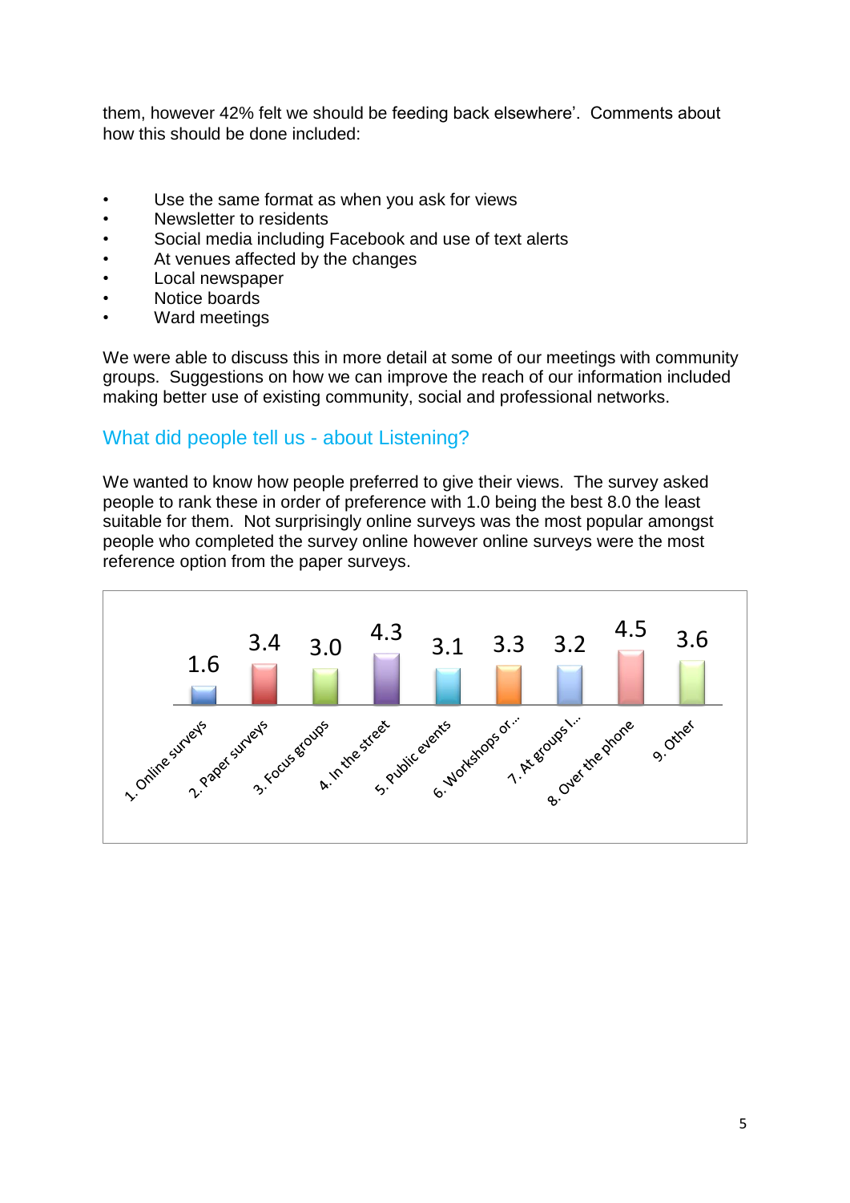them, however 42% felt we should be feeding back elsewhere'. Comments about how this should be done included:

- Use the same format as when you ask for views
- Newsletter to residents
- Social media including Facebook and use of text alerts
- At venues affected by the changes
- Local newspaper
- Notice boards
- Ward meetings

We were able to discuss this in more detail at some of our meetings with community groups. Suggestions on how we can improve the reach of our information included making better use of existing community, social and professional networks.

## What did people tell us - about Listening?

We wanted to know how people preferred to give their views. The survey asked people to rank these in order of preference with 1.0 being the best 8.0 the least suitable for them. Not surprisingly online surveys was the most popular amongst people who completed the survey online however online surveys were the most reference option from the paper surveys.

| Option | Average ranking |
|---|---|
| 1. Online surveys | 1.6 |
| 2. Paper surveys | 3.4 |
| 3. Focus groups | 3.0 |
| 4. In the street | 4.3 |
| 5. Public events | 3.1 |
| 6. Workshops or... | 3.3 |
| 7. At groups l... | 3.2 |
| 8. Over the phone | 4.5 |
| 9. Other | 3.6 |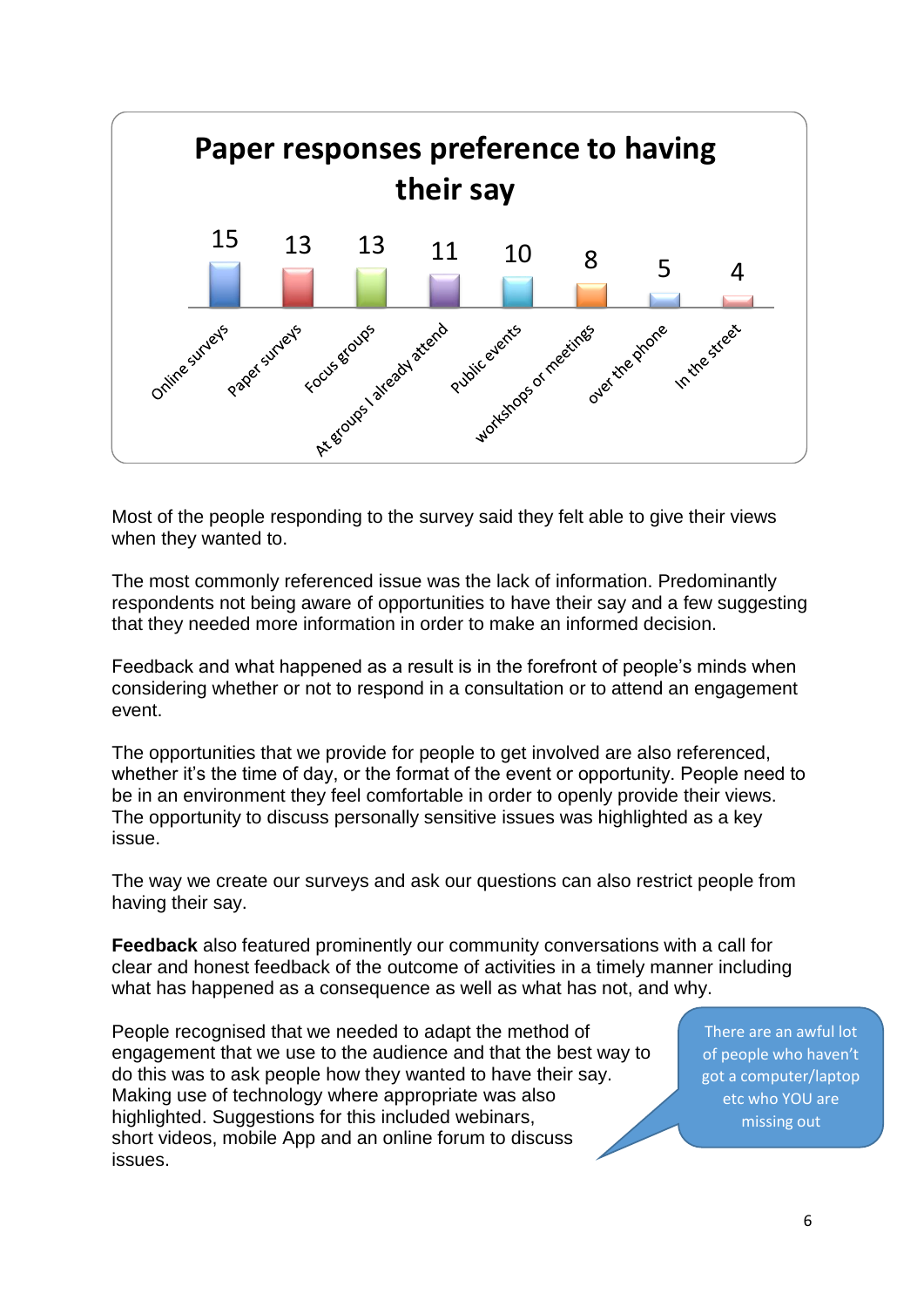**Paper responses preference to having their say**

| Method | Responses |
|---|---|
| Online surveys | 15 |
| Paper surveys | 13 |
| Focus groups | 13 |
| At groups I already attend | 11 |
| Public events | 10 |
| workshops or meetings | 8 |
| over the phone | 5 |
| In the street | 4 |

Most of the people responding to the survey said they felt able to give their views when they wanted to.

The most commonly referenced issue was the lack of information. Predominantly respondents not being aware of opportunities to have their say and a few suggesting that they needed more information in order to make an informed decision.

Feedback and what happened as a result is in the forefront of people's minds when considering whether or not to respond in a consultation or to attend an engagement event.

The opportunities that we provide for people to get involved are also referenced, whether it's the time of day, or the format of the event or opportunity. People need to be in an environment they feel comfortable in order to openly provide their views. The opportunity to discuss personally sensitive issues was highlighted as a key issue.

The way we create our surveys and ask our questions can also restrict people from having their say.

**Feedback** also featured prominently our community conversations with a call for clear and honest feedback of the outcome of activities in a timely manner including what has happened as a consequence as well as what has not, and why.

People recognised that we needed to adapt the method of engagement that we use to the audience and that the best way to do this was to ask people how they wanted to have their say. Making use of technology where appropriate was also highlighted. Suggestions for this included webinars, short videos, mobile App and an online forum to discuss issues.

> There are an awful lot of people who haven't got a computer/laptop etc who YOU are missing out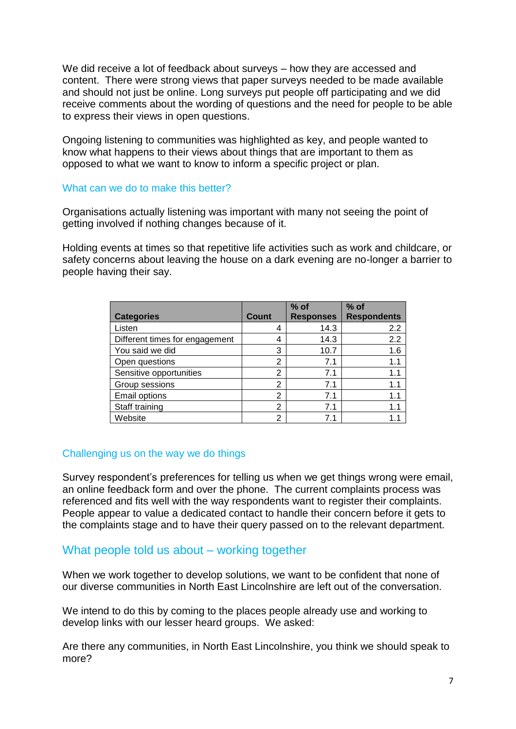We did receive a lot of feedback about surveys – how they are accessed and content. There were strong views that paper surveys needed to be made available and should not just be online. Long surveys put people off participating and we did receive comments about the wording of questions and the need for people to be able to express their views in open questions.

Ongoing listening to communities was highlighted as key, and people wanted to know what happens to their views about things that are important to them as opposed to what we want to know to inform a specific project or plan.

### What can we do to make this better?

Organisations actually listening was important with many not seeing the point of getting involved if nothing changes because of it.

Holding events at times so that repetitive life activities such as work and childcare, or safety concerns about leaving the house on a dark evening are no-longer a barrier to people having their say.

| Categories | Count | % of Responses | % of Respondents |
| --- | --- | --- | --- |
| Listen | 4 | 14.3 | 2.2 |
| Different times for engagement | 4 | 14.3 | 2.2 |
| You said we did | 3 | 10.7 | 1.6 |
| Open questions | 2 | 7.1 | 1.1 |
| Sensitive opportunities | 2 | 7.1 | 1.1 |
| Group sessions | 2 | 7.1 | 1.1 |
| Email options | 2 | 7.1 | 1.1 |
| Staff training | 2 | 7.1 | 1.1 |
| Website | 2 | 7.1 | 1.1 |

### Challenging us on the way we do things

Survey respondent's preferences for telling us when we get things wrong were email, an online feedback form and over the phone. The current complaints process was referenced and fits well with the way respondents want to register their complaints. People appear to value a dedicated contact to handle their concern before it gets to the complaints stage and to have their query passed on to the relevant department.

## What people told us about – working together

When we work together to develop solutions, we want to be confident that none of our diverse communities in North East Lincolnshire are left out of the conversation.

We intend to do this by coming to the places people already use and working to develop links with our lesser heard groups. We asked:

Are there any communities, in North East Lincolnshire, you think we should speak to more?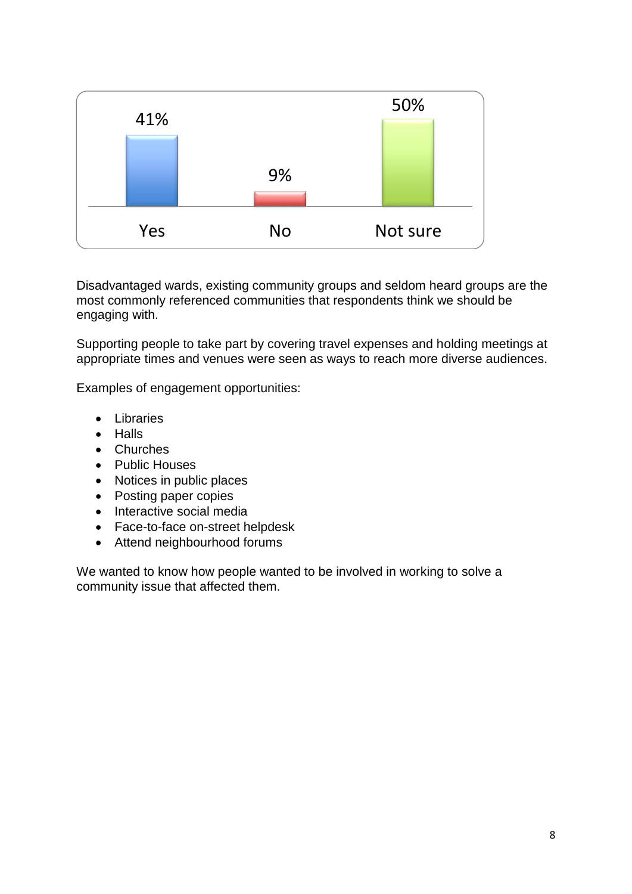| Yes | No | Not sure |
| --- | --- | --- |
| 41% | 9% | 50% |

Disadvantaged wards, existing community groups and seldom heard groups are the most commonly referenced communities that respondents think we should be engaging with.

Supporting people to take part by covering travel expenses and holding meetings at appropriate times and venues were seen as ways to reach more diverse audiences.

Examples of engagement opportunities:

- Libraries
- Halls
- Churches
- Public Houses
- Notices in public places
- Posting paper copies
- Interactive social media
- Face-to-face on-street helpdesk
- Attend neighbourhood forums

We wanted to know how people wanted to be involved in working to solve a community issue that affected them.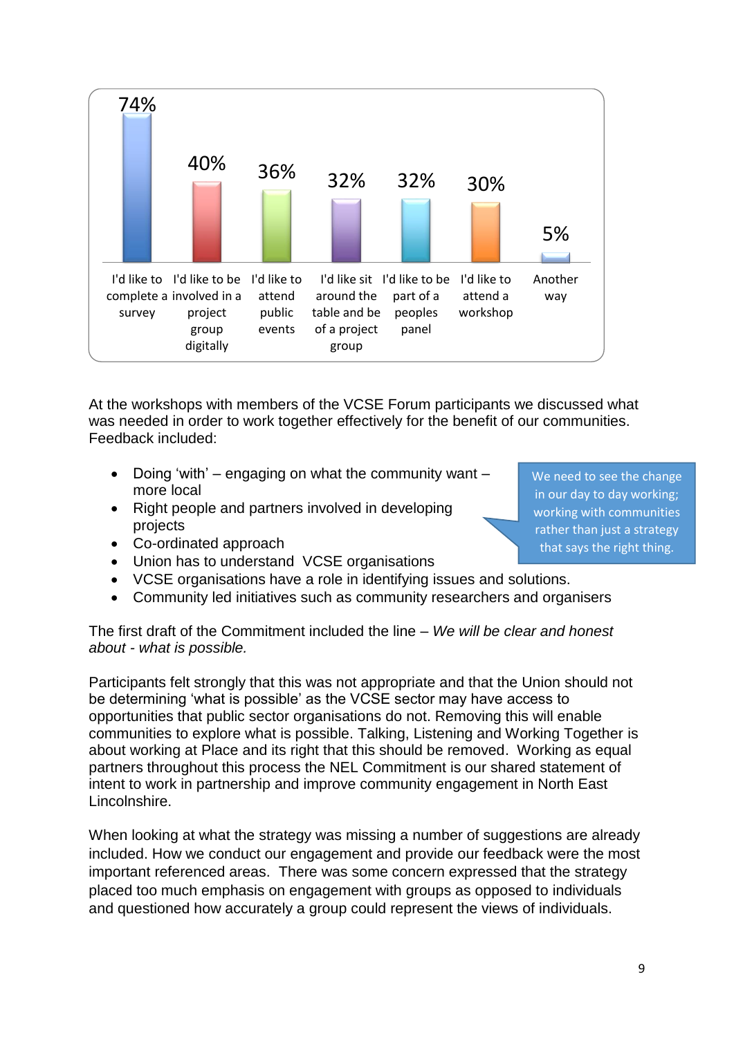| I'd like to complete a survey | I'd like to be involved in a project group digitally | I'd like to attend public events | I'd like sit around the table and be of a project group | I'd like to be part of a peoples panel | I'd like to attend a workshop | Another way |
|---|---|---|---|---|---|---|
| 74% | 40% | 36% | 32% | 32% | 30% | 5% |

At the workshops with members of the VCSE Forum participants we discussed what was needed in order to work together effectively for the benefit of our communities. Feedback included:

- Doing 'with' – engaging on what the community want – more local
- Right people and partners involved in developing projects
- Co-ordinated approach
- Union has to understand VCSE organisations
- VCSE organisations have a role in identifying issues and solutions.
- Community led initiatives such as community researchers and organisers

> We need to see the change in our day to day working; working with communities rather than just a strategy that says the right thing.

The first draft of the Commitment included the line – *We will be clear and honest about - what is possible.*

Participants felt strongly that this was not appropriate and that the Union should not be determining 'what is possible' as the VCSE sector may have access to opportunities that public sector organisations do not. Removing this will enable communities to explore what is possible. Talking, Listening and Working Together is about working at Place and its right that this should be removed. Working as equal partners throughout this process the NEL Commitment is our shared statement of intent to work in partnership and improve community engagement in North East Lincolnshire.

When looking at what the strategy was missing a number of suggestions are already included. How we conduct our engagement and provide our feedback were the most important referenced areas. There was some concern expressed that the strategy placed too much emphasis on engagement with groups as opposed to individuals and questioned how accurately a group could represent the views of individuals.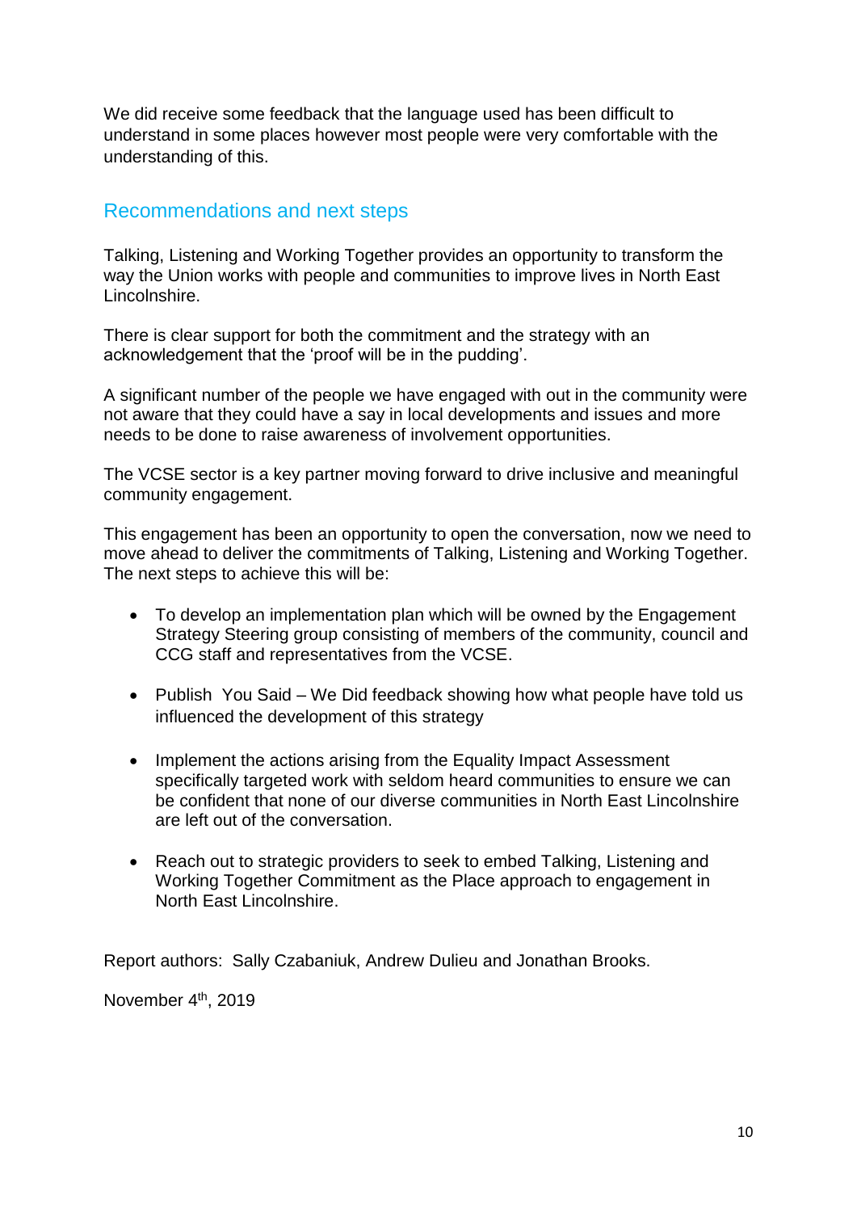We did receive some feedback that the language used has been difficult to understand in some places however most people were very comfortable with the understanding of this.

## Recommendations and next steps

Talking, Listening and Working Together provides an opportunity to transform the way the Union works with people and communities to improve lives in North East Lincolnshire.

There is clear support for both the commitment and the strategy with an acknowledgement that the 'proof will be in the pudding'.

A significant number of the people we have engaged with out in the community were not aware that they could have a say in local developments and issues and more needs to be done to raise awareness of involvement opportunities.

The VCSE sector is a key partner moving forward to drive inclusive and meaningful community engagement.

This engagement has been an opportunity to open the conversation, now we need to move ahead to deliver the commitments of Talking, Listening and Working Together. The next steps to achieve this will be:

- To develop an implementation plan which will be owned by the Engagement Strategy Steering group consisting of members of the community, council and CCG staff and representatives from the VCSE.
- Publish You Said – We Did feedback showing how what people have told us influenced the development of this strategy
- Implement the actions arising from the Equality Impact Assessment specifically targeted work with seldom heard communities to ensure we can be confident that none of our diverse communities in North East Lincolnshire are left out of the conversation.
- Reach out to strategic providers to seek to embed Talking, Listening and Working Together Commitment as the Place approach to engagement in North East Lincolnshire.

Report authors: Sally Czabaniuk, Andrew Dulieu and Jonathan Brooks.

November 4th, 2019